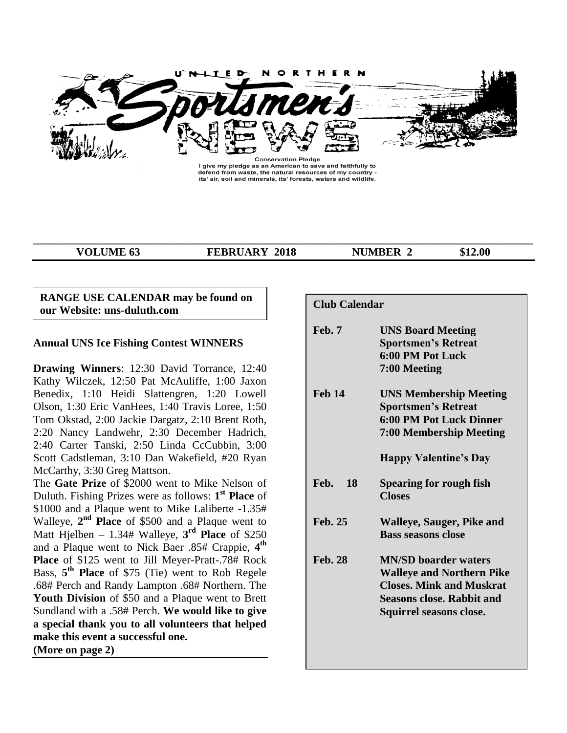# UNITED NORTHERN Sportsmen's NEWS

**Conservation Pledge**
I give my pledge as an American to save and faithfully to defend from waste, the natural resources of my country - its' air, soil and minerals, its' forests, waters and wildlife.

**VOLUME 63 FEBRUARY 2018 NUMBER 2 $12.00**

**RANGE USE CALENDAR may be found on our Website: uns-duluth.com**

### Annual UNS Ice Fishing Contest WINNERS

**Drawing Winners**: 12:30 David Torrance, 12:40 Kathy Wilczek, 12:50 Pat McAuliffe, 1:00 Jaxon Benedix, 1:10 Heidi Slattengren, 1:20 Lowell Olson, 1:30 Eric VanHees, 1:40 Travis Loree, 1:50 Tom Okstad, 2:00 Jackie Dargatz, 2:10 Brent Roth, 2:20 Nancy Landwehr, 2:30 December Hadrich, 2:40 Carter Tanski, 2:50 Linda CcCubbin, 3:00 Scott Cadstleman, 3:10 Dan Wakefield, #20 Ryan McCarthy, 3:30 Greg Mattson.

The **Gate Prize** of $2000 went to Mike Nelson of Duluth. Fishing Prizes were as follows: **1st Place** of $1000 and a Plaque went to Mike Laliberte -1.35# Walleye, **2nd Place** of $500 and a Plaque went to Matt Hjelben – 1.34# Walleye, **3rd Place** of $250 and a Plaque went to Nick Baer .85# Crappie, **4th Place** of $125 went to Jill Meyer-Pratt-.78# Rock Bass, **5th Place** of $75 (Tie) went to Rob Regele .68# Perch and Randy Lampton .68# Northern. The **Youth Division** of $50 and a Plaque went to Brett Sundland with a .58# Perch. **We would like to give a special thank you to all volunteers that helped make this event a successful one.**

**(More on page 2)**

### Club Calendar

| | |
|---|---|
| **Feb. 7** | **UNS Board Meeting**<br>**Sportsmen's Retreat**<br>**6:00 PM Pot Luck**<br>**7:00 Meeting** |
| **Feb 14** | **UNS Membership Meeting**<br>**Sportsmen's Retreat**<br>**6:00 PM Pot Luck Dinner**<br>**7:00 Membership Meeting**<br><br>**Happy Valentine's Day** |
| **Feb. 18** | **Spearing for rough fish Closes** |
| **Feb. 25** | **Walleye, Sauger, Pike and Bass seasons close** |
| **Feb. 28** | **MN/SD boarder waters Walleye and Northern Pike Closes. Mink and Muskrat Seasons close. Rabbit and Squirrel seasons close.** |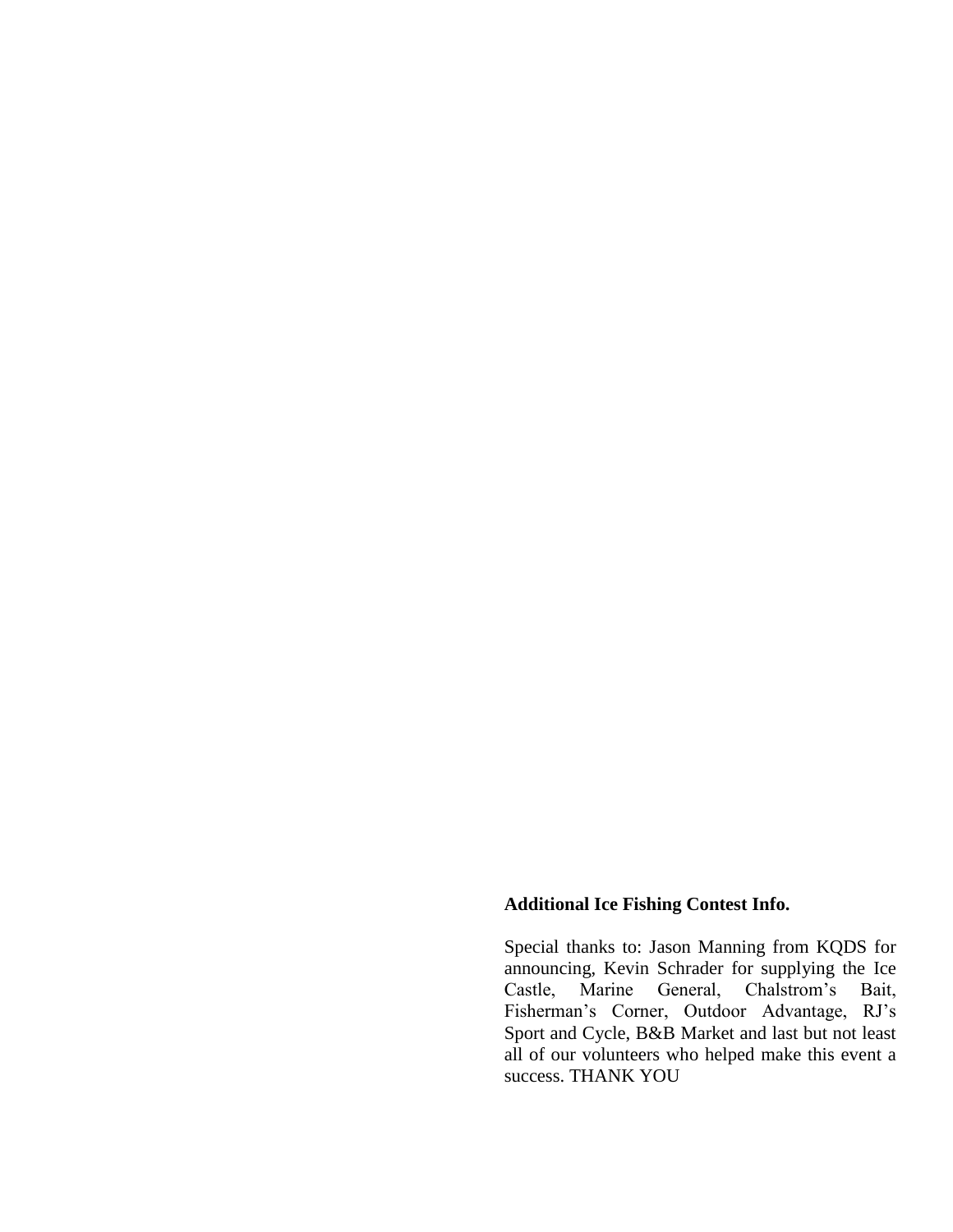**Additional Ice Fishing Contest Info.**

Special thanks to: Jason Manning from KQDS for announcing, Kevin Schrader for supplying the Ice Castle, Marine General, Chalstrom's Bait, Fisherman's Corner, Outdoor Advantage, RJ's Sport and Cycle, B&B Market and last but not least all of our volunteers who helped make this event a success. THANK YOU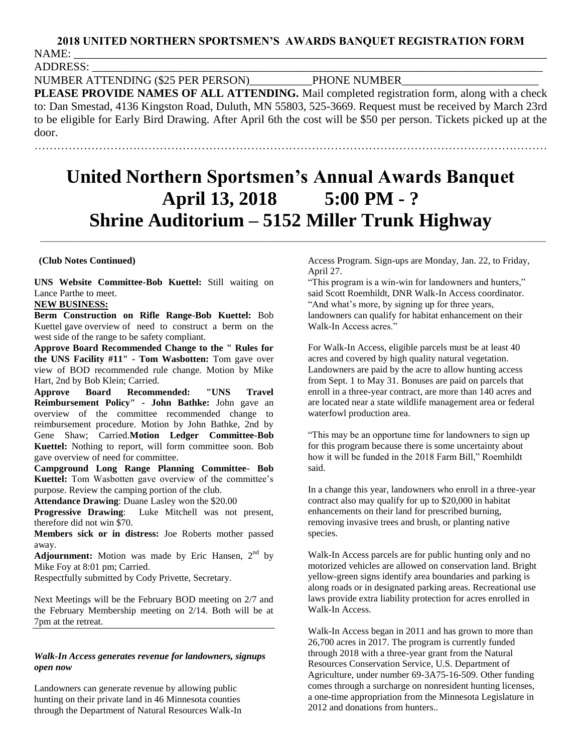**2018 UNITED NORTHERN SPORTSMEN'S AWARDS BANQUET REGISTRATION FORM**

NAME: ___________________________________________________________________________

ADDRESS: ________________________________________________________________________

NUMBER ATTENDING ($25 PER PERSON)__________PHONE NUMBER_______________________

**PLEASE PROVIDE NAMES OF ALL ATTENDING.** Mail completed registration form, along with a check to: Dan Smestad, 4136 Kingston Road, Duluth, MN 55803, 525-3669. Request must be received by March 23rd to be eligible for Early Bird Drawing. After April 6th the cost will be $50 per person. Tickets picked up at the door.

……………………………………………………………………………………………………………………

# United Northern Sportsmen's Annual Awards Banquet
# April 13, 2018 5:00 PM - ?
# Shrine Auditorium – 5152 Miller Trunk Highway

---

**(Club Notes Continued)**

**UNS Website Committee-Bob Kuettel:** Still waiting on Lance Parthe to meet.

**NEW BUSINESS:**

**Berm Construction on Rifle Range-Bob Kuettel:** Bob Kuettel gave overview of need to construct a berm on the west side of the range to be safety compliant.

**Approve Board Recommended Change to the " Rules for the UNS Facility #11" - Tom Wasbotten:** Tom gave over view of BOD recommended rule change. Motion by Mike Hart, 2nd by Bob Klein; Carried.

**Approve Board Recommended: "UNS Travel Reimbursement Policy" - John Bathke:** John gave an overview of the committee recommended change to reimbursement procedure. Motion by John Bathke, 2nd by Gene Shaw; Carried.**Motion Ledger Committee-Bob Kuettel:** Nothing to report, will form committee soon. Bob gave overview of need for committee.

**Campground Long Range Planning Committee- Bob Kuettel:** Tom Wasbotten gave overview of the committee's purpose. Review the camping portion of the club.

**Attendance Drawing**: Duane Lasley won the $20.00

**Progressive Drawing**: Luke Mitchell was not present, therefore did not win $70.

**Members sick or in distress:** Joe Roberts mother passed away.

**Adjournment:** Motion was made by Eric Hansen, 2nd by Mike Foy at 8:01 pm; Carried.

Respectfully submitted by Cody Privette, Secretary.

Next Meetings will be the February BOD meeting on 2/7 and the February Membership meeting on 2/14. Both will be at 7pm at the retreat.

---

***Walk-In Access generates revenue for landowners, signups open now***

Landowners can generate revenue by allowing public hunting on their private land in 46 Minnesota counties through the Department of Natural Resources Walk-In Access Program. Sign-ups are Monday, Jan. 22, to Friday, April 27.

"This program is a win-win for landowners and hunters," said Scott Roemhildt, DNR Walk-In Access coordinator. "And what's more, by signing up for three years, landowners can qualify for habitat enhancement on their Walk-In Access acres."

For Walk-In Access, eligible parcels must be at least 40 acres and covered by high quality natural vegetation. Landowners are paid by the acre to allow hunting access from Sept. 1 to May 31. Bonuses are paid on parcels that enroll in a three-year contract, are more than 140 acres and are located near a state wildlife management area or federal waterfowl production area.

"This may be an opportune time for landowners to sign up for this program because there is some uncertainty about how it will be funded in the 2018 Farm Bill," Roemhildt said.

In a change this year, landowners who enroll in a three-year contract also may qualify for up to $20,000 in habitat enhancements on their land for prescribed burning, removing invasive trees and brush, or planting native species.

Walk-In Access parcels are for public hunting only and no motorized vehicles are allowed on conservation land. Bright yellow-green signs identify area boundaries and parking is along roads or in designated parking areas. Recreational use laws provide extra liability protection for acres enrolled in Walk-In Access.

Walk-In Access began in 2011 and has grown to more than 26,700 acres in 2017. The program is currently funded through 2018 with a three-year grant from the Natural Resources Conservation Service, U.S. Department of Agriculture, under number 69-3A75-16-509. Other funding comes through a surcharge on nonresident hunting licenses, a one-time appropriation from the Minnesota Legislature in 2012 and donations from hunters..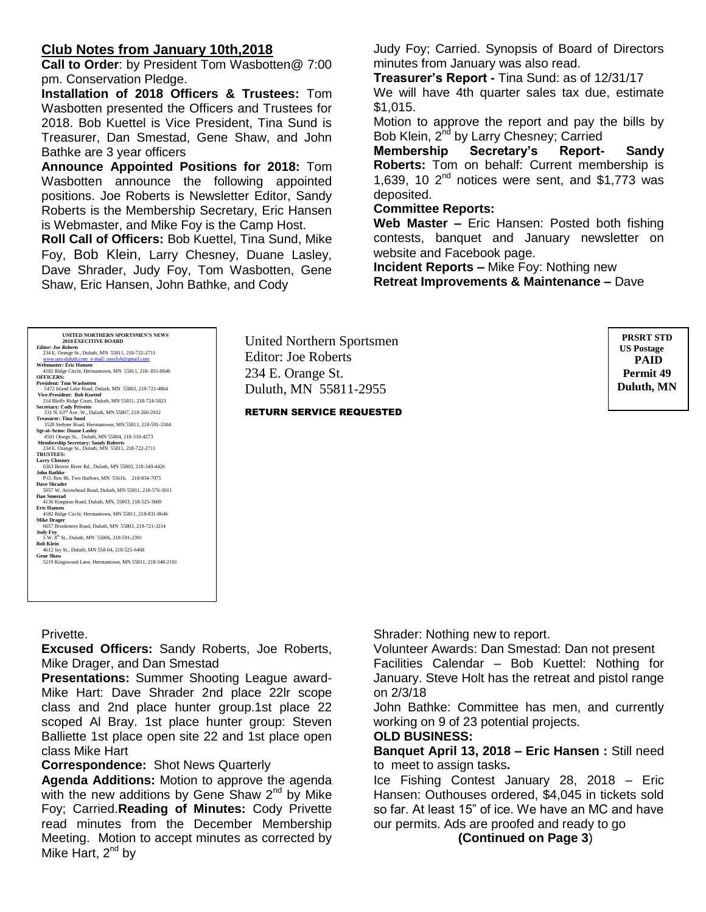## Club Notes from January 10th,2018

**Call to Order**: by President Tom Wasbotten@ 7:00 pm. Conservation Pledge.

**Installation of 2018 Officers & Trustees:** Tom Wasbotten presented the Officers and Trustees for 2018. Bob Kuettel is Vice President, Tina Sund is Treasurer, Dan Smestad, Gene Shaw, and John Bathke are 3 year officers

**Announce Appointed Positions for 2018:** Tom Wasbotten announce the following appointed positions. Joe Roberts is Newsletter Editor, Sandy Roberts is the Membership Secretary, Eric Hansen is Webmaster, and Mike Foy is the Camp Host.

**Roll Call of Officers:** Bob Kuettel, Tina Sund, Mike Foy, Bob Klein, Larry Chesney, Duane Lasley, Dave Shrader, Judy Foy, Tom Wasbotten, Gene Shaw, Eric Hansen, John Bathke, and Cody Privette.

**Excused Officers:** Sandy Roberts, Joe Roberts, Mike Drager, and Dan Smestad

**Presentations:** Summer Shooting League award- Mike Hart: Dave Shrader 2nd place 22lr scope class and 2nd place hunter group.1st place 22 scoped Al Bray. 1st place hunter group: Steven Balliette 1st place open site 22 and 1st place open class Mike Hart

**Correspondence:** Shot News Quarterly

**Agenda Additions:** Motion to approve the agenda with the new additions by Gene Shaw 2nd by Mike Foy; Carried.**Reading of Minutes:** Cody Privette read minutes from the December Membership Meeting. Motion to accept minutes as corrected by Mike Hart, 2nd by Judy Foy; Carried. Synopsis of Board of Directors minutes from January was also read.

**Treasurer's Report -** Tina Sund: as of 12/31/17

We will have 4th quarter sales tax due, estimate $1,015.

Motion to approve the report and pay the bills by Bob Klein, 2nd by Larry Chesney; Carried

**Membership Secretary's Report- Sandy Roberts:** Tom on behalf: Current membership is 1,639, 10 2nd notices were sent, and $1,773 was deposited.

**Committee Reports:**

**Web Master –** Eric Hansen: Posted both fishing contests, banquet and January newsletter on website and Facebook page.

**Incident Reports –** Mike Foy: Nothing new

**Retreat Improvements & Maintenance –** Dave Shrader: Nothing new to report.

Volunteer Awards: Dan Smestad: Dan not present

Facilities Calendar – Bob Kuettel: Nothing for January. Steve Holt has the retreat and pistol range on 2/3/18

John Bathke: Committee has men, and currently working on 9 of 23 potential projects.

**OLD BUSINESS:**

**Banquet April 13, 2018 – Eric Hansen :** Still need to meet to assign tasks**.**

Ice Fishing Contest January 28, 2018 – Eric Hansen: Outhouses ordered, $4,045 in tickets sold so far. At least 15" of ice. We have an MC and have our permits. Ads are proofed and ready to go

**(Continued on Page 3)**

---

**UNITED NORTHERN SPORTSMEN'S NEWS**
**2018 EXECITIVE BOARD**

***Editor: Joe Roberts***
234 E. Orange St., Duluth, MN 55811, 218-722-2711
www.uns-duluth.com e-mail: unsclub@gmail.com

**Webmaster: Eric Hansen**
4182 Ridge Circle, Hermantown, MN 55811, 218- 831-8646

**OFFICERS:**

**President: Tom Wasbotten**
5472 Island Lake Road, Duluth, MN 55803, 218-721-4864

**Vice-President: Bob Kuettel**
214 Bluffs Ridge Court, Duluth, MN 55811, 218-724-5823

**Secretary: Cody Privette**
331 N. 63rd Ave. W., Duluth, MN 55807, 218-260-2932

**Treasurer: Tina Sund**
3520 Stebner Road, Hermantown, MN 55811, 218-591-3304

**Sgt-at-Arms: Duane Lasley**
4501 Otsego St., Duluth, MN 55804, 218-310-4273

**Membership Secretary: Sandy Roberts**
234 E. Orange St., Duluth, MN 55811, 218-722-2711

**TRUSTEES:**

**Larry Chesney**
6363 Beaver River Rd., Duluth, MN 55803, 218-349-4426

**John Bathke**
P.O. Box 86, Two Harbors, MN 55616, 218-834-7075

**Dave Shrader**
5057 W. Arrowhead Road, Duluth, MN 55811, 218-576-3011

**Dan Smestad**
4136 Kingston Road, Duluth, MN, 55803, 218-525-3669

**Eric Hansen**
4182 Ridge Circle, Hermantown, MN 55811, 218-831-8646

**Mike Drager**
6657 Brookmere Road, Duluth, MN 55803, 218-721-3214

**Judy Foy**
5 W. 8th St., Duluth, MN 55806, 218-591-2391

**Bob Klein**
4612 Jay St., Duluth, MN 558-04, 218-525-6468

**Gene Shaw**
5219 Kingswood Lane, Hermantown, MN 55811, 218-348-2191

---

United Northern Sportsmen
Editor: Joe Roberts
234 E. Orange St.
Duluth, MN 55811-2955

**RETURN SERVICE REQUESTED**

**PRSRT STD**
**US Postage**
**PAID**
**Permit 49**
**Duluth, MN**